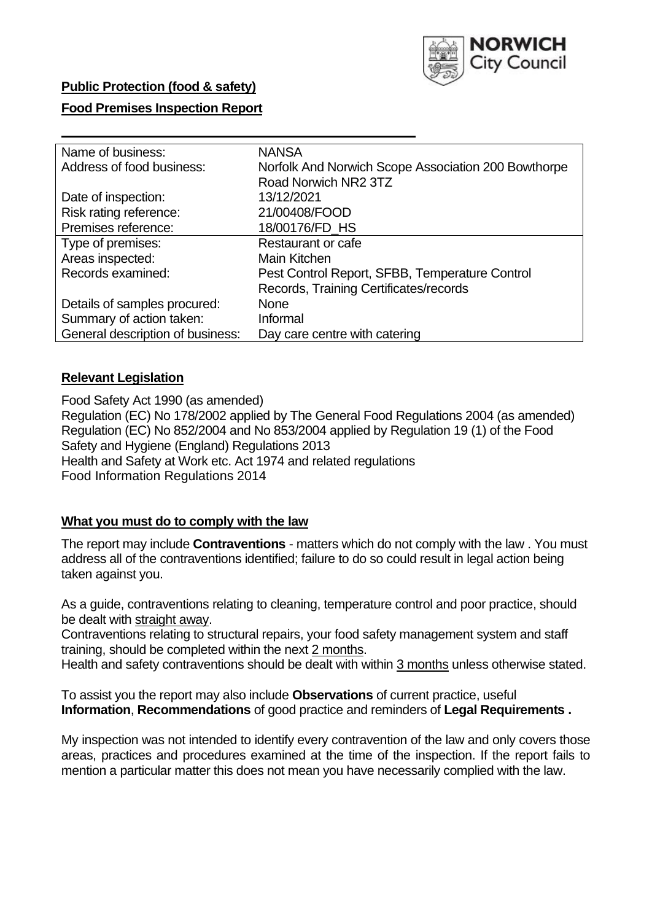**Public Protection (food & safety)**

**Food Premises Inspection Report**

| Name of business: | NANSA |
|---|---|
| Address of food business: | Norfolk And Norwich Scope Association 200 Bowthorpe Road Norwich NR2 3TZ |
| Date of inspection: | 13/12/2021 |
| Risk rating reference: | 21/00408/FOOD |
| Premises reference: | 18/00176/FD_HS |
| Type of premises: | Restaurant or cafe |
| Areas inspected: | Main Kitchen |
| Records examined: | Pest Control Report, SFBB, Temperature Control Records, Training Certificates/records |
| Details of samples procured: | None |
| Summary of action taken: | Informal |
| General description of business: | Day care centre with catering |

## **Relevant Legislation**

Food Safety Act 1990 (as amended)
Regulation (EC) No 178/2002 applied by The General Food Regulations 2004 (as amended)
Regulation (EC) No 852/2004 and No 853/2004 applied by Regulation 19 (1) of the Food Safety and Hygiene (England) Regulations 2013
Health and Safety at Work etc. Act 1974 and related regulations
Food Information Regulations 2014

## **What you must do to comply with the law**

The report may include **Contraventions** - matters which do not comply with the law . You must address all of the contraventions identified; failure to do so could result in legal action being taken against you.

As a guide, contraventions relating to cleaning, temperature control and poor practice, should be dealt with straight away.
Contraventions relating to structural repairs, your food safety management system and staff training, should be completed within the next 2 months.
Health and safety contraventions should be dealt with within 3 months unless otherwise stated.

To assist you the report may also include **Observations** of current practice, useful **Information**, **Recommendations** of good practice and reminders of **Legal Requirements .**

My inspection was not intended to identify every contravention of the law and only covers those areas, practices and procedures examined at the time of the inspection. If the report fails to mention a particular matter this does not mean you have necessarily complied with the law.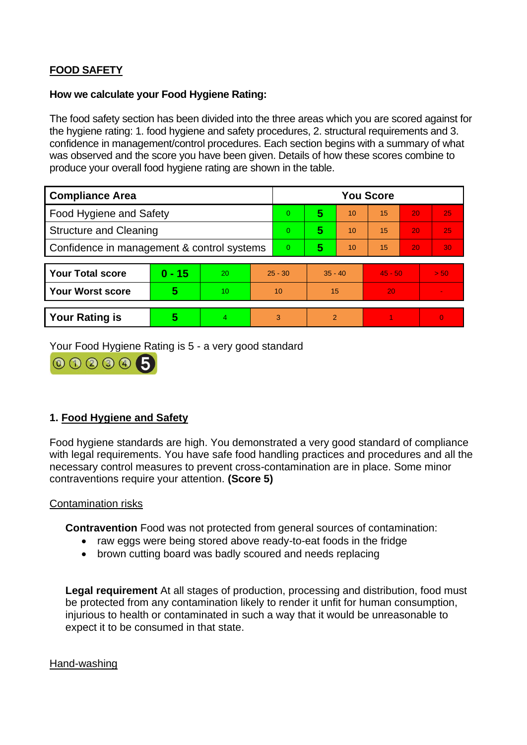**FOOD SAFETY**

**How we calculate your Food Hygiene Rating:**

The food safety section has been divided into the three areas which you are scored against for the hygiene rating: 1. food hygiene and safety procedures, 2. structural requirements and 3. confidence in management/control procedures. Each section begins with a summary of what was observed and the score you have been given. Details of how these scores combine to produce your overall food hygiene rating are shown in the table.

| Compliance Area | You Score | | | | | |
|---|---|---|---|---|---|---|
| Food Hygiene and Safety | 0 | **5** | 10 | 15 | 20 | 25 |
| Structure and Cleaning | 0 | **5** | 10 | 15 | 20 | 25 |
| Confidence in management & control systems | 0 | **5** | 10 | 15 | 20 | 30 |

| | | | | | | |
|---|---|---|---|---|---|---|
| **Your Total score** | **0 - 15** | 20 | 25 - 30 | 35 - 40 | 45 - 50 | > 50 |
| **Your Worst score** | **5** | 10 | 10 | 15 | 20 | - |
| **Your Rating is** | **5** | 4 | 3 | 2 | 1 | 0 |

Your Food Hygiene Rating is 5 - a very good standard

## 1. Food Hygiene and Safety

Food hygiene standards are high. You demonstrated a very good standard of compliance with legal requirements. You have safe food handling practices and procedures and all the necessary control measures to prevent cross-contamination are in place. Some minor contraventions require your attention. **(Score 5)**

Contamination risks

**Contravention** Food was not protected from general sources of contamination:

- raw eggs were being stored above ready-to-eat foods in the fridge
- brown cutting board was badly scoured and needs replacing

**Legal requirement** At all stages of production, processing and distribution, food must be protected from any contamination likely to render it unfit for human consumption, injurious to health or contaminated in such a way that it would be unreasonable to expect it to be consumed in that state.

Hand-washing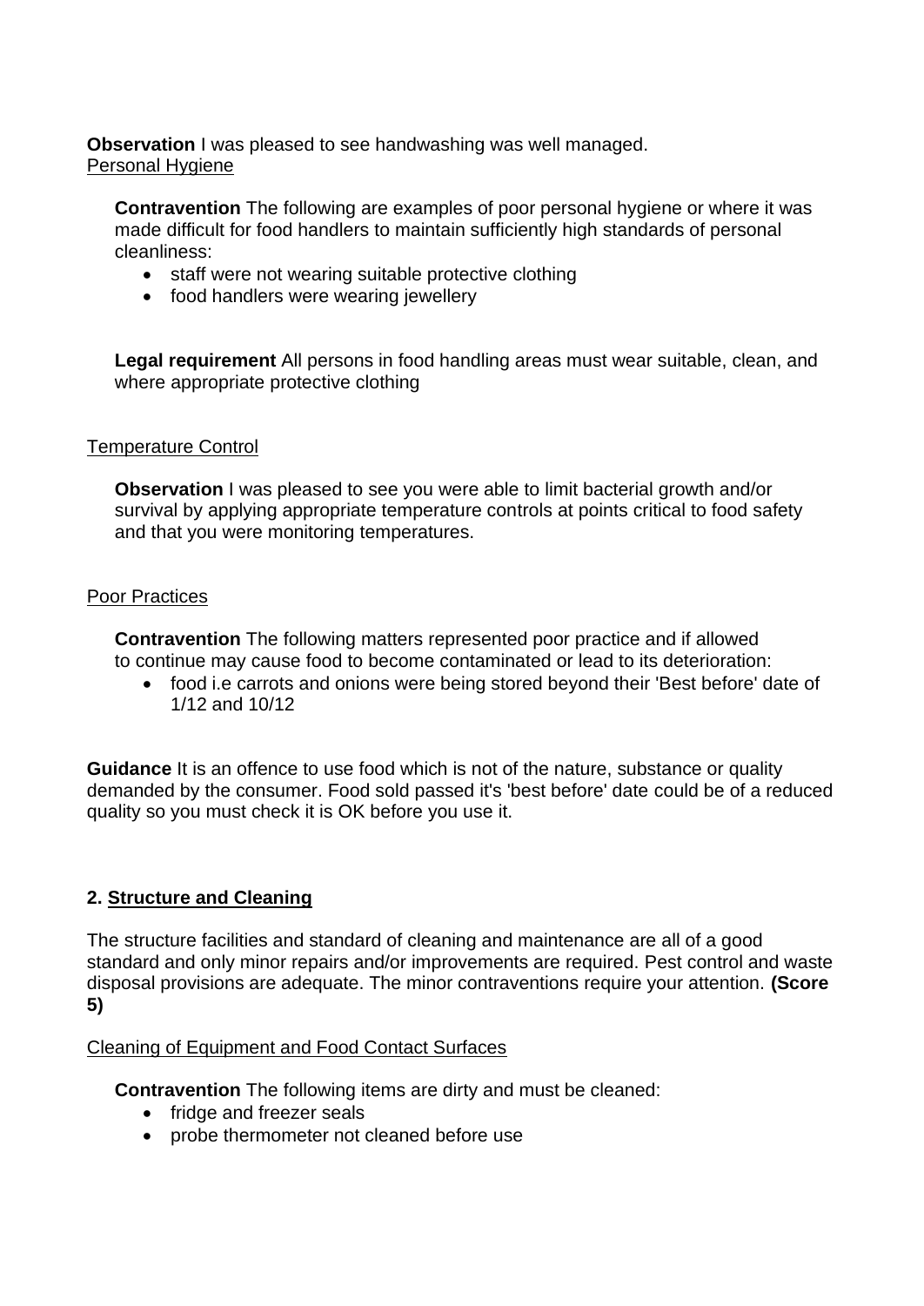**Observation** I was pleased to see handwashing was well managed.

Personal Hygiene

**Contravention** The following are examples of poor personal hygiene or where it was made difficult for food handlers to maintain sufficiently high standards of personal cleanliness:

- staff were not wearing suitable protective clothing
- food handlers were wearing jewellery

**Legal requirement** All persons in food handling areas must wear suitable, clean, and where appropriate protective clothing

Temperature Control

**Observation** I was pleased to see you were able to limit bacterial growth and/or survival by applying appropriate temperature controls at points critical to food safety and that you were monitoring temperatures.

Poor Practices

**Contravention** The following matters represented poor practice and if allowed to continue may cause food to become contaminated or lead to its deterioration:

- food i.e carrots and onions were being stored beyond their 'Best before' date of 1/12 and 10/12

**Guidance** It is an offence to use food which is not of the nature, substance or quality demanded by the consumer. Food sold passed it's 'best before' date could be of a reduced quality so you must check it is OK before you use it.

## 2. Structure and Cleaning

The structure facilities and standard of cleaning and maintenance are all of a good standard and only minor repairs and/or improvements are required. Pest control and waste disposal provisions are adequate. The minor contraventions require your attention. **(Score 5)**

Cleaning of Equipment and Food Contact Surfaces

**Contravention** The following items are dirty and must be cleaned:

- fridge and freezer seals
- probe thermometer not cleaned before use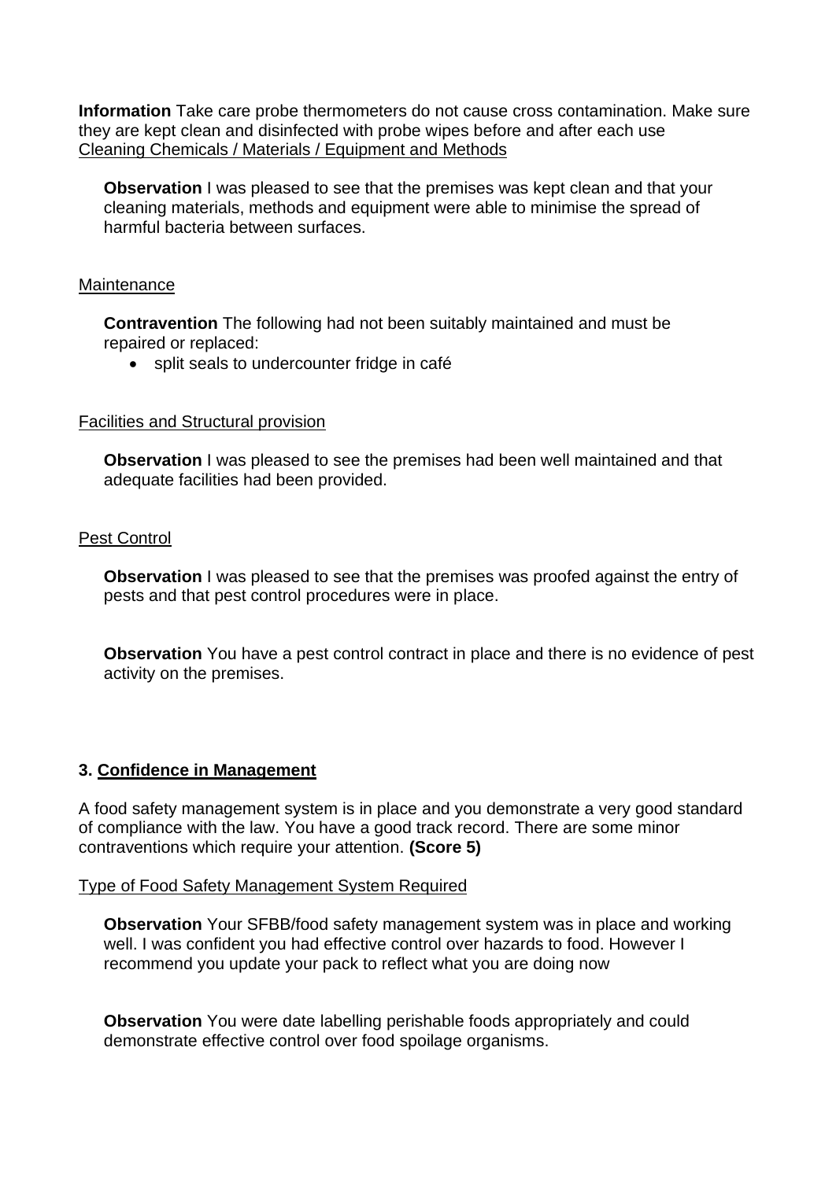**Information** Take care probe thermometers do not cause cross contamination. Make sure they are kept clean and disinfected with probe wipes before and after each use

Cleaning Chemicals / Materials / Equipment and Methods

**Observation** I was pleased to see that the premises was kept clean and that your cleaning materials, methods and equipment were able to minimise the spread of harmful bacteria between surfaces.

Maintenance

**Contravention** The following had not been suitably maintained and must be repaired or replaced:

- split seals to undercounter fridge in café

Facilities and Structural provision

**Observation** I was pleased to see the premises had been well maintained and that adequate facilities had been provided.

Pest Control

**Observation** I was pleased to see that the premises was proofed against the entry of pests and that pest control procedures were in place.

**Observation** You have a pest control contract in place and there is no evidence of pest activity on the premises.

## 3. Confidence in Management

A food safety management system is in place and you demonstrate a very good standard of compliance with the law. You have a good track record. There are some minor contraventions which require your attention. **(Score 5)**

Type of Food Safety Management System Required

**Observation** Your SFBB/food safety management system was in place and working well. I was confident you had effective control over hazards to food. However I recommend you update your pack to reflect what you are doing now

**Observation** You were date labelling perishable foods appropriately and could demonstrate effective control over food spoilage organisms.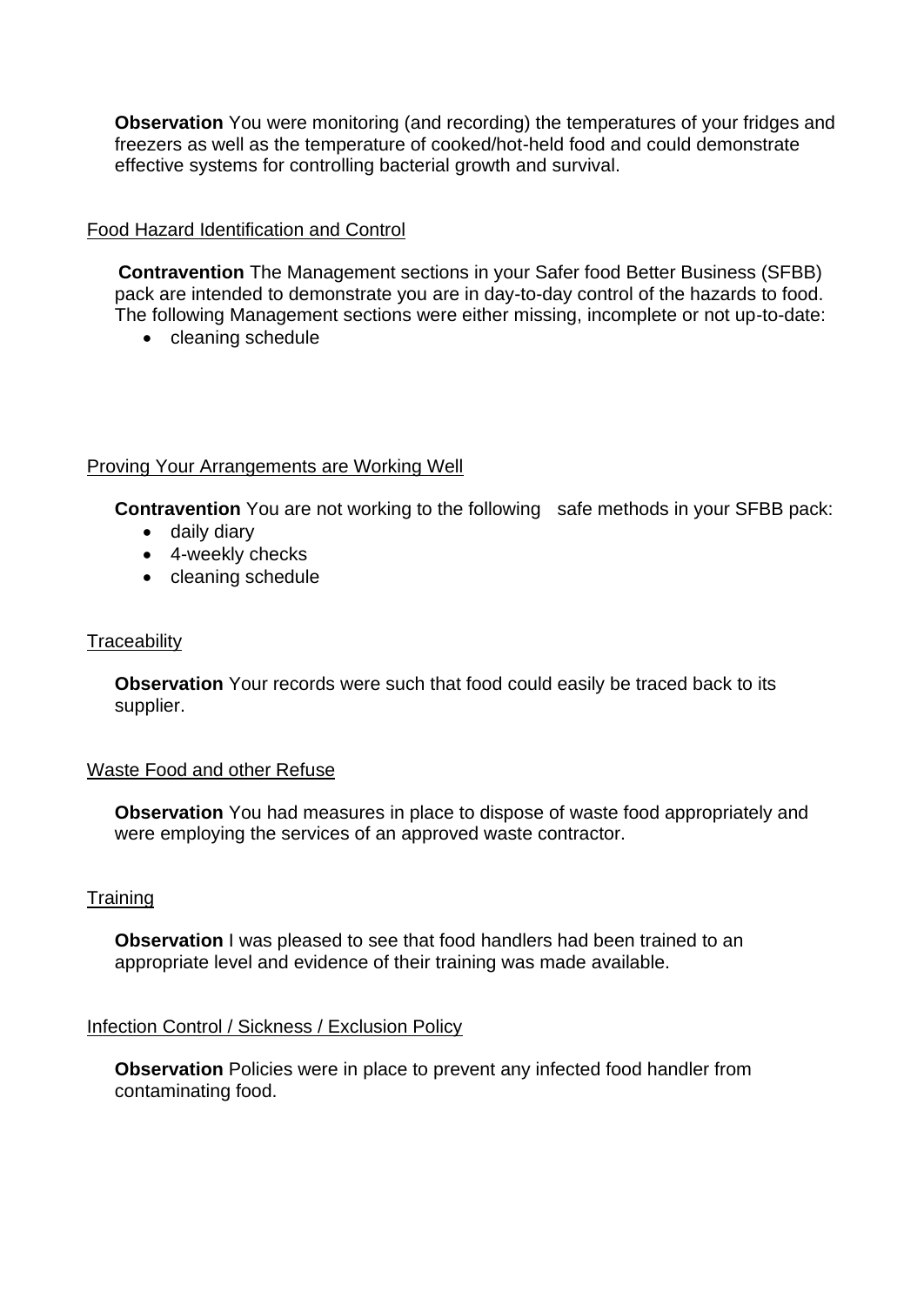**Observation** You were monitoring (and recording) the temperatures of your fridges and freezers as well as the temperature of cooked/hot-held food and could demonstrate effective systems for controlling bacterial growth and survival.

Food Hazard Identification and Control

**Contravention** The Management sections in your Safer food Better Business (SFBB) pack are intended to demonstrate you are in day-to-day control of the hazards to food. The following Management sections were either missing, incomplete or not up-to-date:

- cleaning schedule

Proving Your Arrangements are Working Well

**Contravention** You are not working to the following safe methods in your SFBB pack:

- daily diary
- 4-weekly checks
- cleaning schedule

Traceability

**Observation** Your records were such that food could easily be traced back to its supplier.

Waste Food and other Refuse

**Observation** You had measures in place to dispose of waste food appropriately and were employing the services of an approved waste contractor.

Training

**Observation** I was pleased to see that food handlers had been trained to an appropriate level and evidence of their training was made available.

Infection Control / Sickness / Exclusion Policy

**Observation** Policies were in place to prevent any infected food handler from contaminating food.